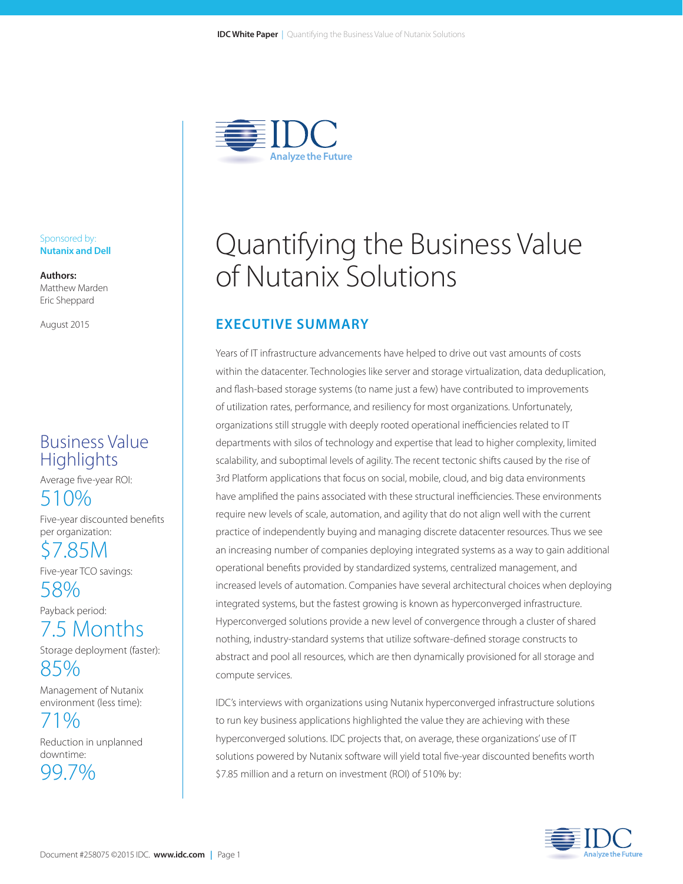# Quantifying the Business Value of Nutanix Solutions

Sponsored by:
**Nutanix and Dell**

**Authors:**
Matthew Marden
Eric Sheppard

August 2015

## Business Value Highlights

Average five-year ROI:
**510%**

Five-year discounted benefits per organization:
**$7.85M**

Five-year TCO savings:
**58%**

Payback period:
**7.5 Months**

Storage deployment (faster):
**85%**

Management of Nutanix environment (less time):
**71%**

Reduction in unplanned downtime:
**99.7%**

## EXECUTIVE SUMMARY

Years of IT infrastructure advancements have helped to drive out vast amounts of costs within the datacenter. Technologies like server and storage virtualization, data deduplication, and flash-based storage systems (to name just a few) have contributed to improvements of utilization rates, performance, and resiliency for most organizations. Unfortunately, organizations still struggle with deeply rooted operational inefficiencies related to IT departments with silos of technology and expertise that lead to higher complexity, limited scalability, and suboptimal levels of agility. The recent tectonic shifts caused by the rise of 3rd Platform applications that focus on social, mobile, cloud, and big data environments have amplified the pains associated with these structural inefficiencies. These environments require new levels of scale, automation, and agility that do not align well with the current practice of independently buying and managing discrete datacenter resources. Thus we see an increasing number of companies deploying integrated systems as a way to gain additional operational benefits provided by standardized systems, centralized management, and increased levels of automation. Companies have several architectural choices when deploying integrated systems, but the fastest growing is known as hyperconverged infrastructure. Hyperconverged solutions provide a new level of convergence through a cluster of shared nothing, industry-standard systems that utilize software-defined storage constructs to abstract and pool all resources, which are then dynamically provisioned for all storage and compute services.

IDC's interviews with organizations using Nutanix hyperconverged infrastructure solutions to run key business applications highlighted the value they are achieving with these hyperconverged solutions. IDC projects that, on average, these organizations' use of IT solutions powered by Nutanix software will yield total five-year discounted benefits worth $7.85 million and a return on investment (ROI) of 510% by: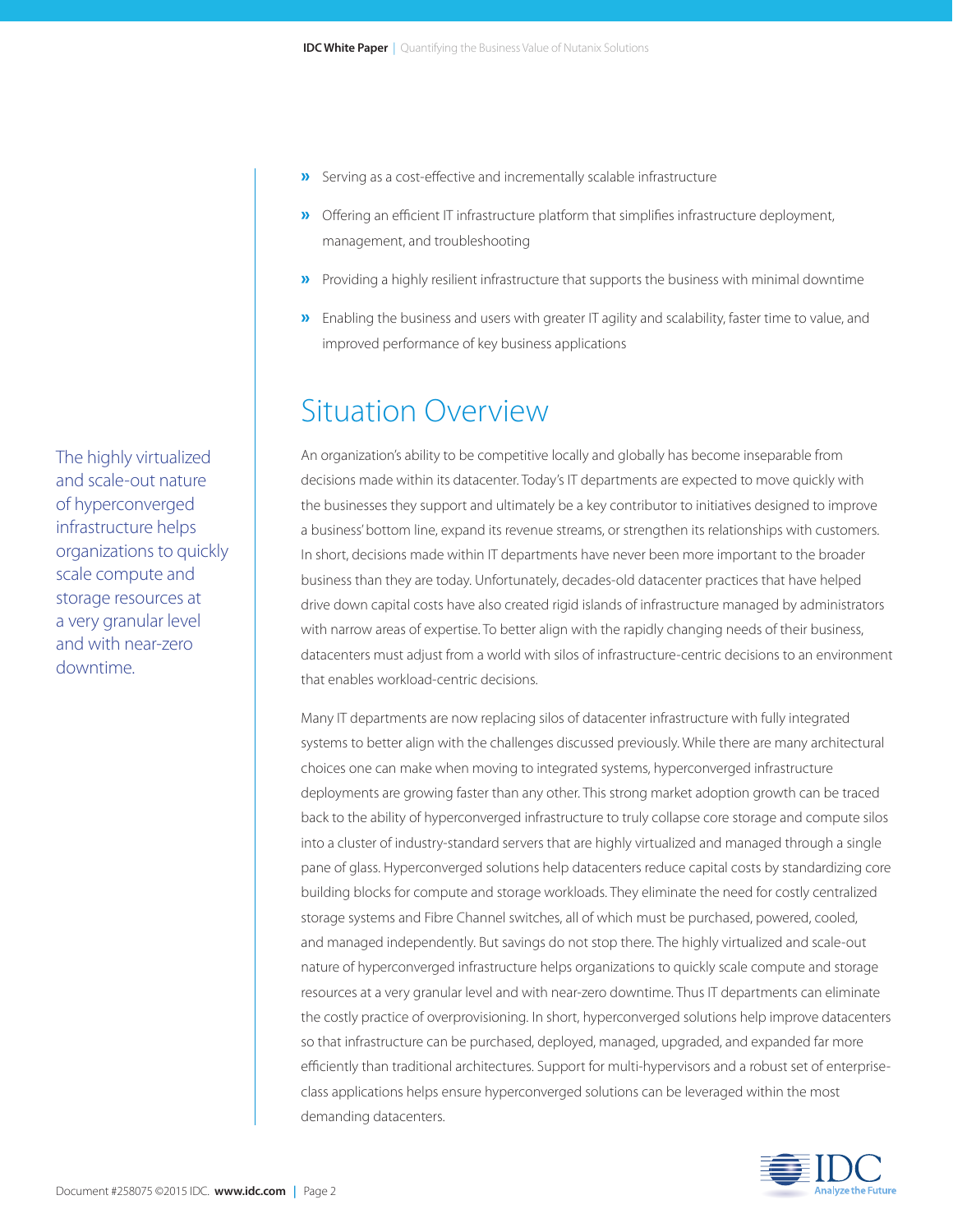- Serving as a cost-effective and incrementally scalable infrastructure
- Offering an efficient IT infrastructure platform that simplifies infrastructure deployment, management, and troubleshooting
- Providing a highly resilient infrastructure that supports the business with minimal downtime
- Enabling the business and users with greater IT agility and scalability, faster time to value, and improved performance of key business applications

## Situation Overview

An organization's ability to be competitive locally and globally has become inseparable from decisions made within its datacenter. Today's IT departments are expected to move quickly with the businesses they support and ultimately be a key contributor to initiatives designed to improve a business' bottom line, expand its revenue streams, or strengthen its relationships with customers. In short, decisions made within IT departments have never been more important to the broader business than they are today. Unfortunately, decades-old datacenter practices that have helped drive down capital costs have also created rigid islands of infrastructure managed by administrators with narrow areas of expertise. To better align with the rapidly changing needs of their business, datacenters must adjust from a world with silos of infrastructure-centric decisions to an environment that enables workload-centric decisions.

Many IT departments are now replacing silos of datacenter infrastructure with fully integrated systems to better align with the challenges discussed previously. While there are many architectural choices one can make when moving to integrated systems, hyperconverged infrastructure deployments are growing faster than any other. This strong market adoption growth can be traced back to the ability of hyperconverged infrastructure to truly collapse core storage and compute silos into a cluster of industry-standard servers that are highly virtualized and managed through a single pane of glass. Hyperconverged solutions help datacenters reduce capital costs by standardizing core building blocks for compute and storage workloads. They eliminate the need for costly centralized storage systems and Fibre Channel switches, all of which must be purchased, powered, cooled, and managed independently. But savings do not stop there. The highly virtualized and scale-out nature of hyperconverged infrastructure helps organizations to quickly scale compute and storage resources at a very granular level and with near-zero downtime. Thus IT departments can eliminate the costly practice of overprovisioning. In short, hyperconverged solutions help improve datacenters so that infrastructure can be purchased, deployed, managed, upgraded, and expanded far more efficiently than traditional architectures. Support for multi-hypervisors and a robust set of enterprise-class applications helps ensure hyperconverged solutions can be leveraged within the most demanding datacenters.

> The highly virtualized and scale-out nature of hyperconverged infrastructure helps organizations to quickly scale compute and storage resources at a very granular level and with near-zero downtime.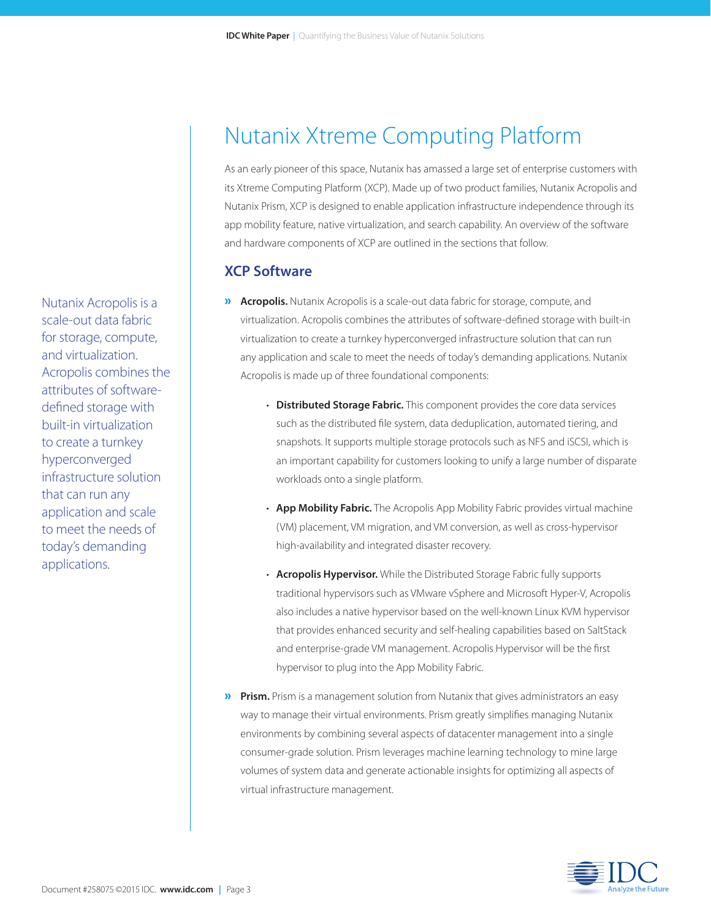# Nutanix Xtreme Computing Platform

As an early pioneer of this space, Nutanix has amassed a large set of enterprise customers with its Xtreme Computing Platform (XCP). Made up of two product families, Nutanix Acropolis and Nutanix Prism, XCP is designed to enable application infrastructure independence through its app mobility feature, native virtualization, and search capability. An overview of the software and hardware components of XCP are outlined in the sections that follow.

Nutanix Acropolis is a scale-out data fabric for storage, compute, and virtualization. Acropolis combines the attributes of software-defined storage with built-in virtualization to create a turnkey hyperconverged infrastructure solution that can run any application and scale to meet the needs of today's demanding applications.

## XCP Software

- **Acropolis.** Nutanix Acropolis is a scale-out data fabric for storage, compute, and virtualization. Acropolis combines the attributes of software-defined storage with built-in virtualization to create a turnkey hyperconverged infrastructure solution that can run any application and scale to meet the needs of today's demanding applications. Nutanix Acropolis is made up of three foundational components:
  - **Distributed Storage Fabric.** This component provides the core data services such as the distributed file system, data deduplication, automated tiering, and snapshots. It supports multiple storage protocols such as NFS and iSCSI, which is an important capability for customers looking to unify a large number of disparate workloads onto a single platform.
  - **App Mobility Fabric.** The Acropolis App Mobility Fabric provides virtual machine (VM) placement, VM migration, and VM conversion, as well as cross-hypervisor high-availability and integrated disaster recovery.
  - **Acropolis Hypervisor.** While the Distributed Storage Fabric fully supports traditional hypervisors such as VMware vSphere and Microsoft Hyper-V, Acropolis also includes a native hypervisor based on the well-known Linux KVM hypervisor that provides enhanced security and self-healing capabilities based on SaltStack and enterprise-grade VM management. Acropolis Hypervisor will be the first hypervisor to plug into the App Mobility Fabric.
- **Prism.** Prism is a management solution from Nutanix that gives administrators an easy way to manage their virtual environments. Prism greatly simplifies managing Nutanix environments by combining several aspects of datacenter management into a single consumer-grade solution. Prism leverages machine learning technology to mine large volumes of system data and generate actionable insights for optimizing all aspects of virtual infrastructure management.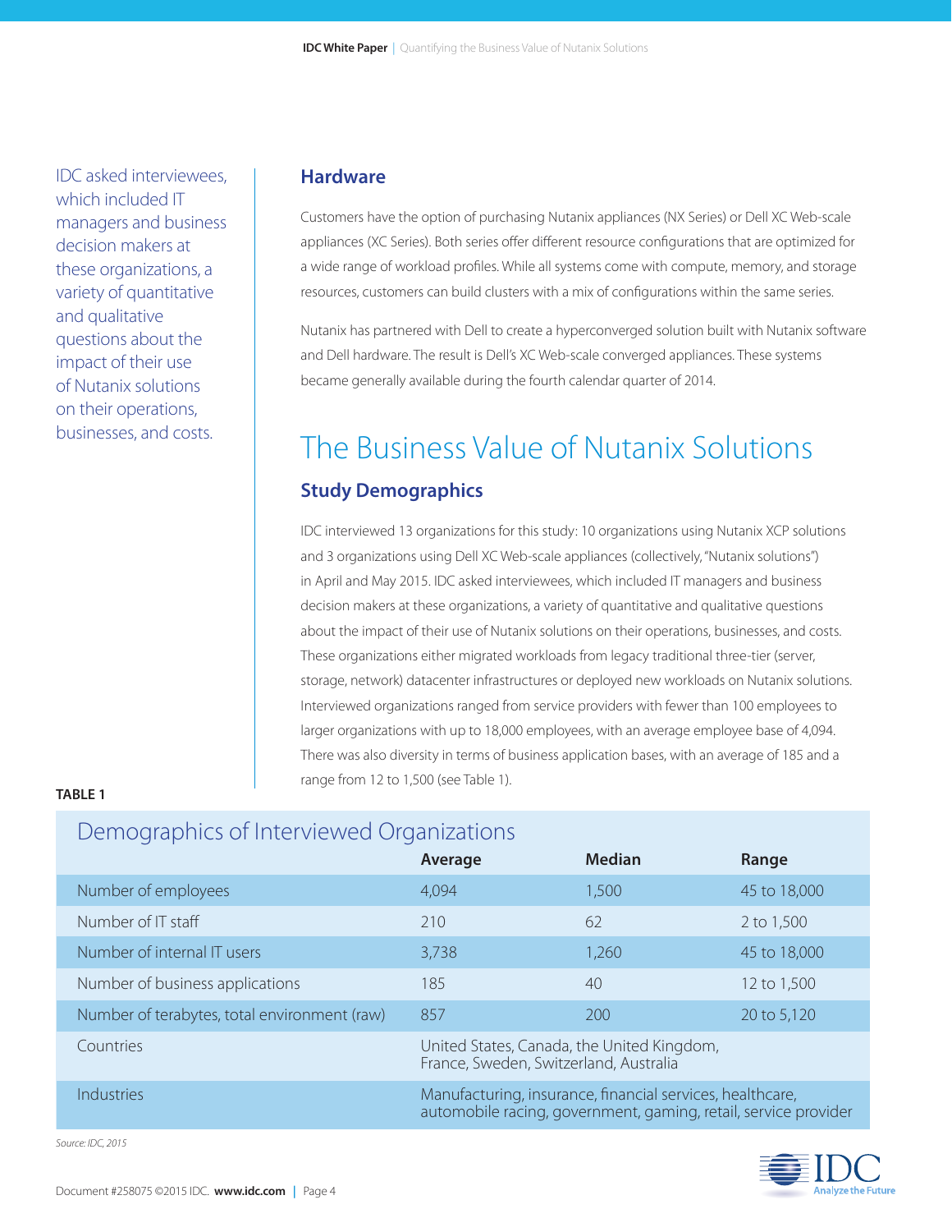IDC asked interviewees, which included IT managers and business decision makers at these organizations, a variety of quantitative and qualitative questions about the impact of their use of Nutanix solutions on their operations, businesses, and costs.

### Hardware

Customers have the option of purchasing Nutanix appliances (NX Series) or Dell XC Web-scale appliances (XC Series). Both series offer different resource configurations that are optimized for a wide range of workload profiles. While all systems come with compute, memory, and storage resources, customers can build clusters with a mix of configurations within the same series.

Nutanix has partnered with Dell to create a hyperconverged solution built with Nutanix software and Dell hardware. The result is Dell's XC Web-scale converged appliances. These systems became generally available during the fourth calendar quarter of 2014.

## The Business Value of Nutanix Solutions

### Study Demographics

IDC interviewed 13 organizations for this study: 10 organizations using Nutanix XCP solutions and 3 organizations using Dell XC Web-scale appliances (collectively, "Nutanix solutions") in April and May 2015. IDC asked interviewees, which included IT managers and business decision makers at these organizations, a variety of quantitative and qualitative questions about the impact of their use of Nutanix solutions on their operations, businesses, and costs. These organizations either migrated workloads from legacy traditional three-tier (server, storage, network) datacenter infrastructures or deployed new workloads on Nutanix solutions. Interviewed organizations ranged from service providers with fewer than 100 employees to larger organizations with up to 18,000 employees, with an average employee base of 4,094. There was also diversity in terms of business application bases, with an average of 185 and a range from 12 to 1,500 (see Table 1).

**TABLE 1**

Demographics of Interviewed Organizations

| | Average | Median | Range |
|---|---|---|---|
| Number of employees | 4,094 | 1,500 | 45 to 18,000 |
| Number of IT staff | 210 | 62 | 2 to 1,500 |
| Number of internal IT users | 3,738 | 1,260 | 45 to 18,000 |
| Number of business applications | 185 | 40 | 12 to 1,500 |
| Number of terabytes, total environment (raw) | 857 | 200 | 20 to 5,120 |
| Countries | United States, Canada, the United Kingdom, France, Sweden, Switzerland, Australia | | |
| Industries | Manufacturing, insurance, financial services, healthcare, automobile racing, government, gaming, retail, service provider | | |

*Source: IDC, 2015*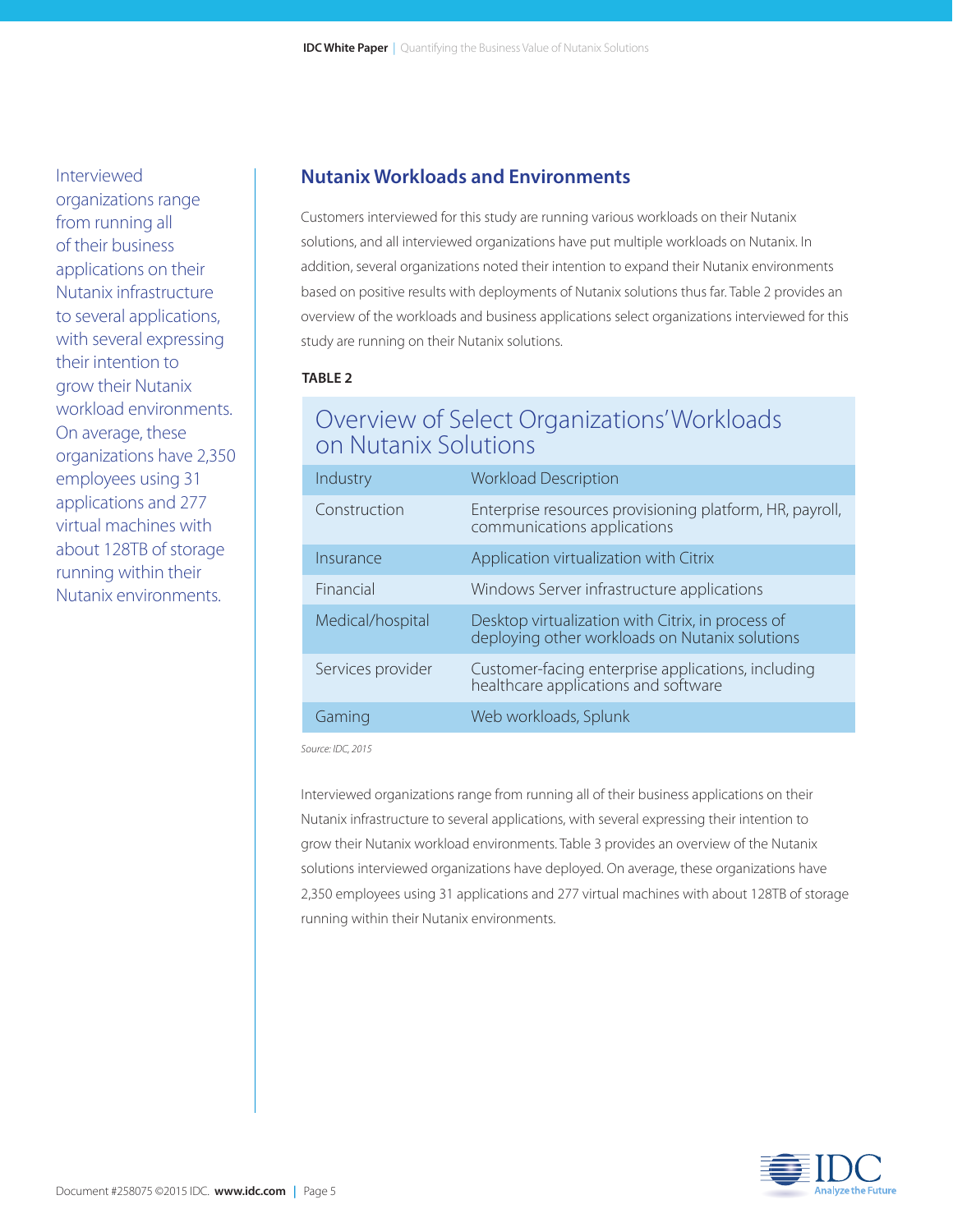Interviewed organizations range from running all of their business applications on their Nutanix infrastructure to several applications, with several expressing their intention to grow their Nutanix workload environments. On average, these organizations have 2,350 employees using 31 applications and 277 virtual machines with about 128TB of storage running within their Nutanix environments.

## Nutanix Workloads and Environments

Customers interviewed for this study are running various workloads on their Nutanix solutions, and all interviewed organizations have put multiple workloads on Nutanix. In addition, several organizations noted their intention to expand their Nutanix environments based on positive results with deployments of Nutanix solutions thus far. Table 2 provides an overview of the workloads and business applications select organizations interviewed for this study are running on their Nutanix solutions.

**TABLE 2**

### Overview of Select Organizations' Workloads on Nutanix Solutions

| Industry | Workload Description |
|---|---|
| Construction | Enterprise resources provisioning platform, HR, payroll, communications applications |
| Insurance | Application virtualization with Citrix |
| Financial | Windows Server infrastructure applications |
| Medical/hospital | Desktop virtualization with Citrix, in process of deploying other workloads on Nutanix solutions |
| Services provider | Customer-facing enterprise applications, including healthcare applications and software |
| Gaming | Web workloads, Splunk |

*Source: IDC, 2015*

Interviewed organizations range from running all of their business applications on their Nutanix infrastructure to several applications, with several expressing their intention to grow their Nutanix workload environments. Table 3 provides an overview of the Nutanix solutions interviewed organizations have deployed. On average, these organizations have 2,350 employees using 31 applications and 277 virtual machines with about 128TB of storage running within their Nutanix environments.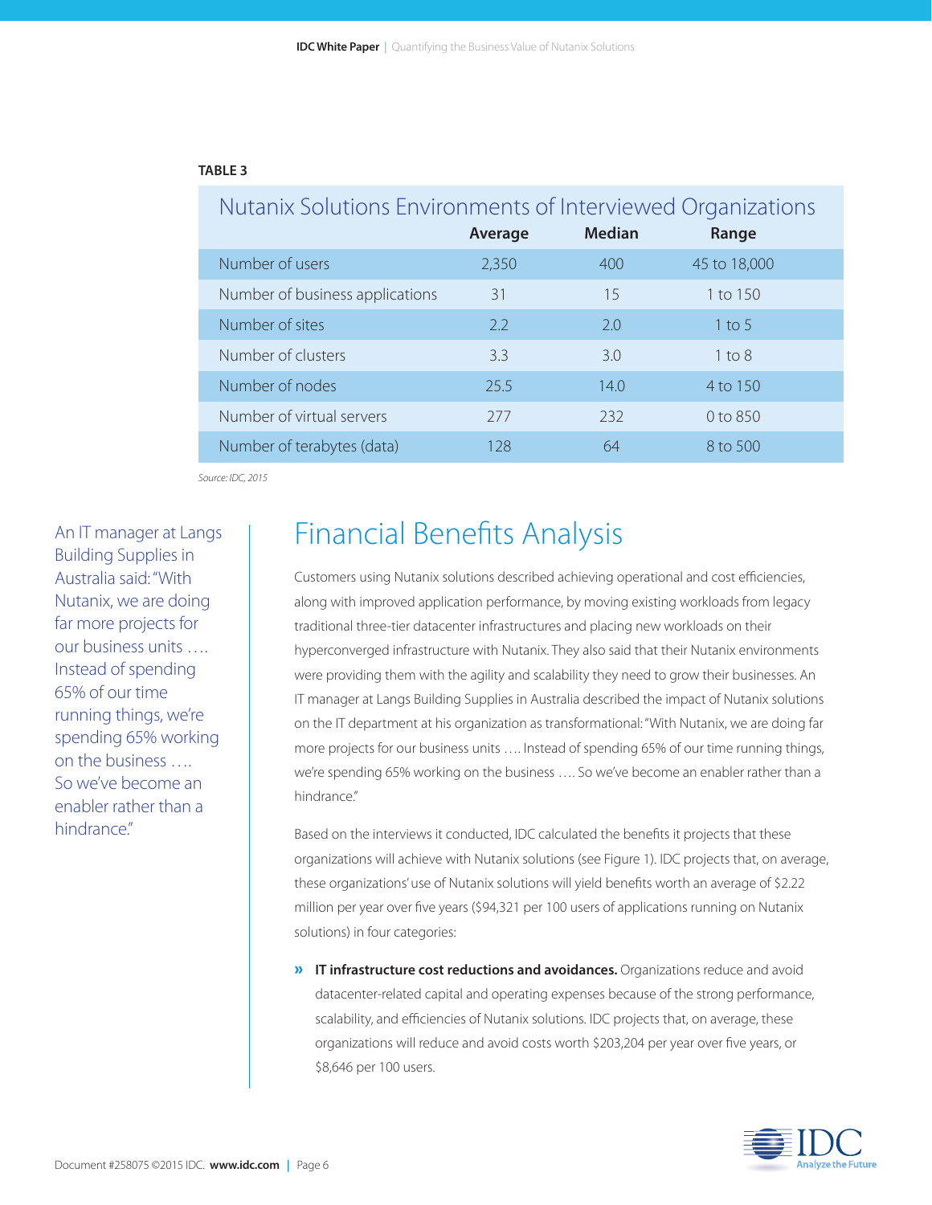**TABLE 3**

**Nutanix Solutions Environments of Interviewed Organizations**

| | Average | Median | Range |
|---|---|---|---|
| Number of users | 2,350 | 400 | 45 to 18,000 |
| Number of business applications | 31 | 15 | 1 to 150 |
| Number of sites | 2.2 | 2.0 | 1 to 5 |
| Number of clusters | 3.3 | 3.0 | 1 to 8 |
| Number of nodes | 25.5 | 14.0 | 4 to 150 |
| Number of virtual servers | 277 | 232 | 0 to 850 |
| Number of terabytes (data) | 128 | 64 | 8 to 500 |

*Source: IDC, 2015*

An IT manager at Langs Building Supplies in Australia said: "With Nutanix, we are doing far more projects for our business units …. Instead of spending 65% of our time running things, we're spending 65% working on the business …. So we've become an enabler rather than a hindrance."

# Financial Benefits Analysis

Customers using Nutanix solutions described achieving operational and cost efficiencies, along with improved application performance, by moving existing workloads from legacy traditional three-tier datacenter infrastructures and placing new workloads on their hyperconverged infrastructure with Nutanix. They also said that their Nutanix environments were providing them with the agility and scalability they need to grow their businesses. An IT manager at Langs Building Supplies in Australia described the impact of Nutanix solutions on the IT department at his organization as transformational: "With Nutanix, we are doing far more projects for our business units …. Instead of spending 65% of our time running things, we're spending 65% working on the business …. So we've become an enabler rather than a hindrance."

Based on the interviews it conducted, IDC calculated the benefits it projects that these organizations will achieve with Nutanix solutions (see Figure 1). IDC projects that, on average, these organizations' use of Nutanix solutions will yield benefits worth an average of $2.22 million per year over five years ($94,321 per 100 users of applications running on Nutanix solutions) in four categories:

- **IT infrastructure cost reductions and avoidances.** Organizations reduce and avoid datacenter-related capital and operating expenses because of the strong performance, scalability, and efficiencies of Nutanix solutions. IDC projects that, on average, these organizations will reduce and avoid costs worth $203,204 per year over five years, or $8,646 per 100 users.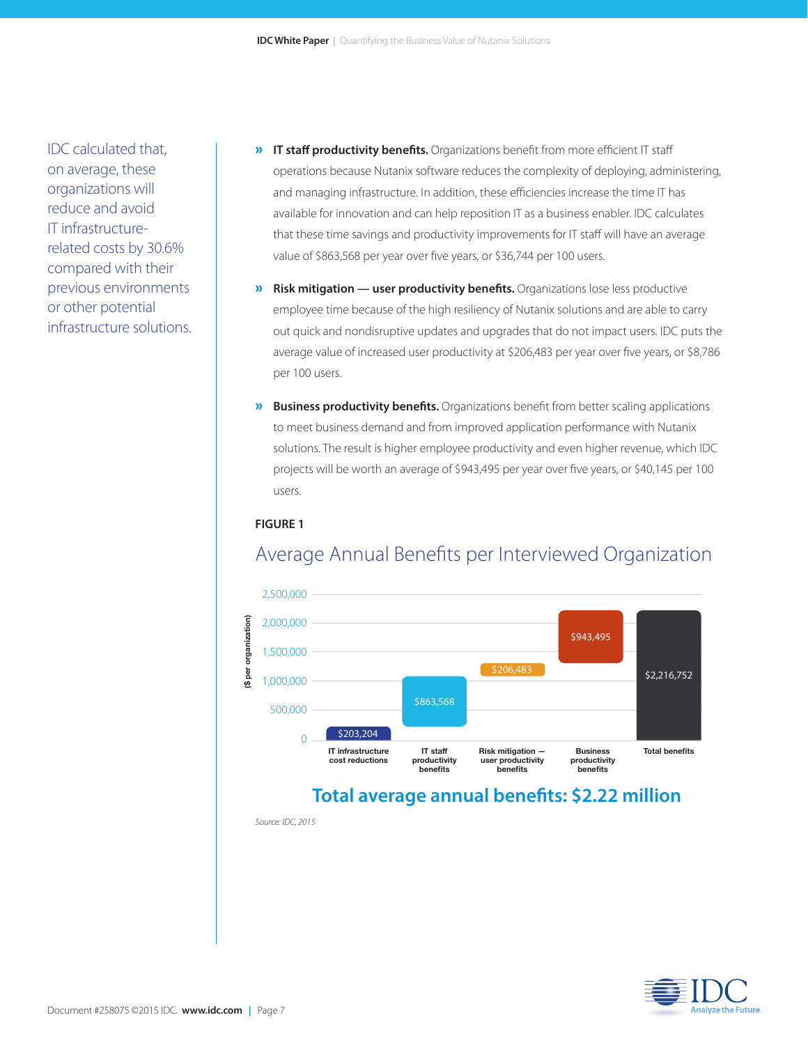IDC calculated that, on average, these organizations will reduce and avoid IT infrastructure-related costs by 30.6% compared with their previous environments or other potential infrastructure solutions.

- **IT staff productivity benefits.** Organizations benefit from more efficient IT staff operations because Nutanix software reduces the complexity of deploying, administering, and managing infrastructure. In addition, these efficiencies increase the time IT has available for innovation and can help reposition IT as a business enabler. IDC calculates that these time savings and productivity improvements for IT staff will have an average value of $863,568 per year over five years, or $36,744 per 100 users.
- **Risk mitigation — user productivity benefits.** Organizations lose less productive employee time because of the high resiliency of Nutanix solutions and are able to carry out quick and nondisruptive updates and upgrades that do not impact users. IDC puts the average value of increased user productivity at $206,483 per year over five years, or $8,786 per 100 users.
- **Business productivity benefits.** Organizations benefit from better scaling applications to meet business demand and from improved application performance with Nutanix solutions. The result is higher employee productivity and even higher revenue, which IDC projects will be worth an average of $943,495 per year over five years, or $40,145 per 100 users.

**FIGURE 1**

## Average Annual Benefits per Interviewed Organization

| ($ per organization) | Value |
|---|---|
| IT infrastructure cost reductions | $203,204 |
| IT staff productivity benefits | $863,568 |
| Risk mitigation — user productivity benefits | $206,483 |
| Business productivity benefits | $943,495 |
| Total benefits | $2,216,752 |

**Total average annual benefits: $2.22 million**

*Source: IDC, 2015*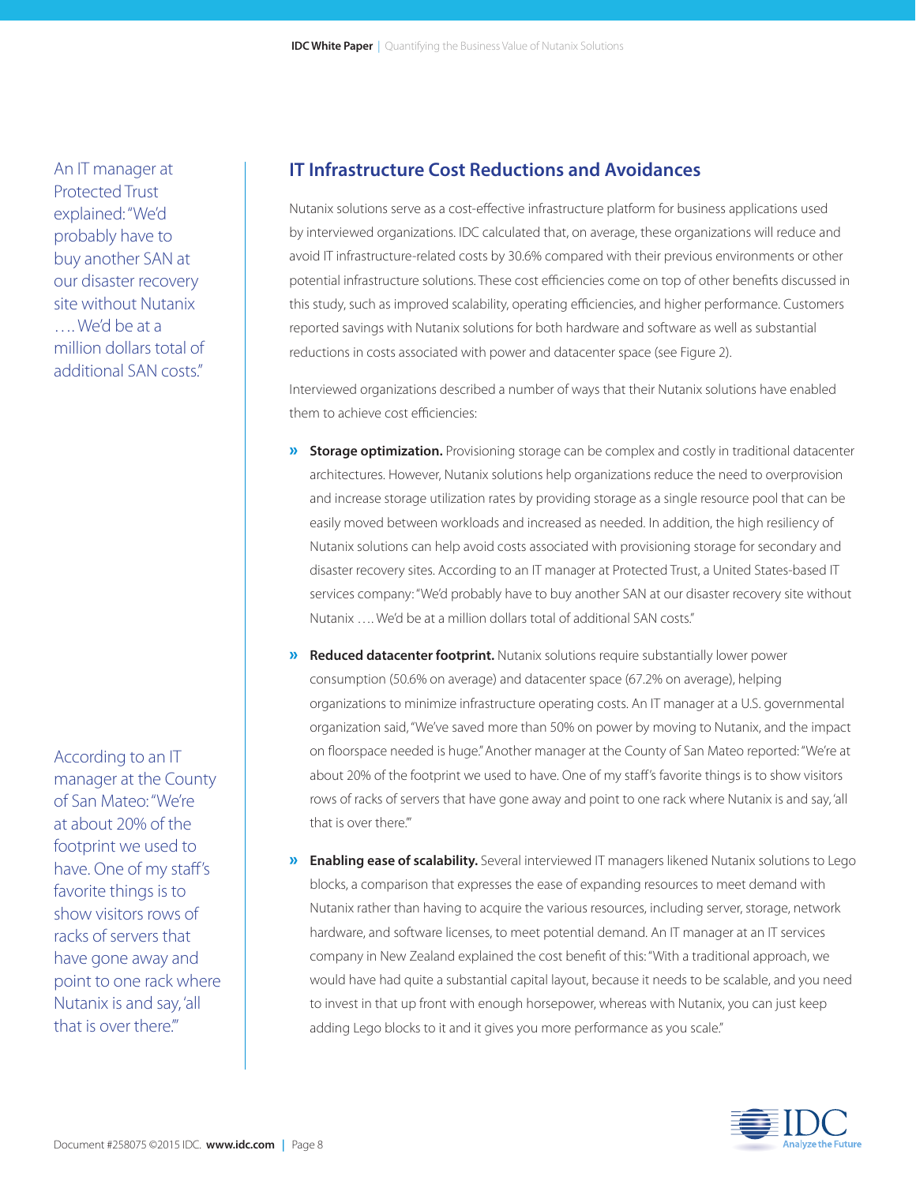An IT manager at Protected Trust explained: "We'd probably have to buy another SAN at our disaster recovery site without Nutanix …. We'd be at a million dollars total of additional SAN costs."

According to an IT manager at the County of San Mateo: "We're at about 20% of the footprint we used to have. One of my staff's favorite things is to show visitors rows of racks of servers that have gone away and point to one rack where Nutanix is and say, 'all that is over there.'"

## IT Infrastructure Cost Reductions and Avoidances

Nutanix solutions serve as a cost-effective infrastructure platform for business applications used by interviewed organizations. IDC calculated that, on average, these organizations will reduce and avoid IT infrastructure-related costs by 30.6% compared with their previous environments or other potential infrastructure solutions. These cost efficiencies come on top of other benefits discussed in this study, such as improved scalability, operating efficiencies, and higher performance. Customers reported savings with Nutanix solutions for both hardware and software as well as substantial reductions in costs associated with power and datacenter space (see Figure 2).

Interviewed organizations described a number of ways that their Nutanix solutions have enabled them to achieve cost efficiencies:

- **Storage optimization.** Provisioning storage can be complex and costly in traditional datacenter architectures. However, Nutanix solutions help organizations reduce the need to overprovision and increase storage utilization rates by providing storage as a single resource pool that can be easily moved between workloads and increased as needed. In addition, the high resiliency of Nutanix solutions can help avoid costs associated with provisioning storage for secondary and disaster recovery sites. According to an IT manager at Protected Trust, a United States-based IT services company: "We'd probably have to buy another SAN at our disaster recovery site without Nutanix …. We'd be at a million dollars total of additional SAN costs."
- **Reduced datacenter footprint.** Nutanix solutions require substantially lower power consumption (50.6% on average) and datacenter space (67.2% on average), helping organizations to minimize infrastructure operating costs. An IT manager at a U.S. governmental organization said, "We've saved more than 50% on power by moving to Nutanix, and the impact on floorspace needed is huge." Another manager at the County of San Mateo reported: "We're at about 20% of the footprint we used to have. One of my staff's favorite things is to show visitors rows of racks of servers that have gone away and point to one rack where Nutanix is and say, 'all that is over there.'"
- **Enabling ease of scalability.** Several interviewed IT managers likened Nutanix solutions to Lego blocks, a comparison that expresses the ease of expanding resources to meet demand with Nutanix rather than having to acquire the various resources, including server, storage, network hardware, and software licenses, to meet potential demand. An IT manager at an IT services company in New Zealand explained the cost benefit of this: "With a traditional approach, we would have had quite a substantial capital layout, because it needs to be scalable, and you need to invest in that up front with enough horsepower, whereas with Nutanix, you can just keep adding Lego blocks to it and it gives you more performance as you scale."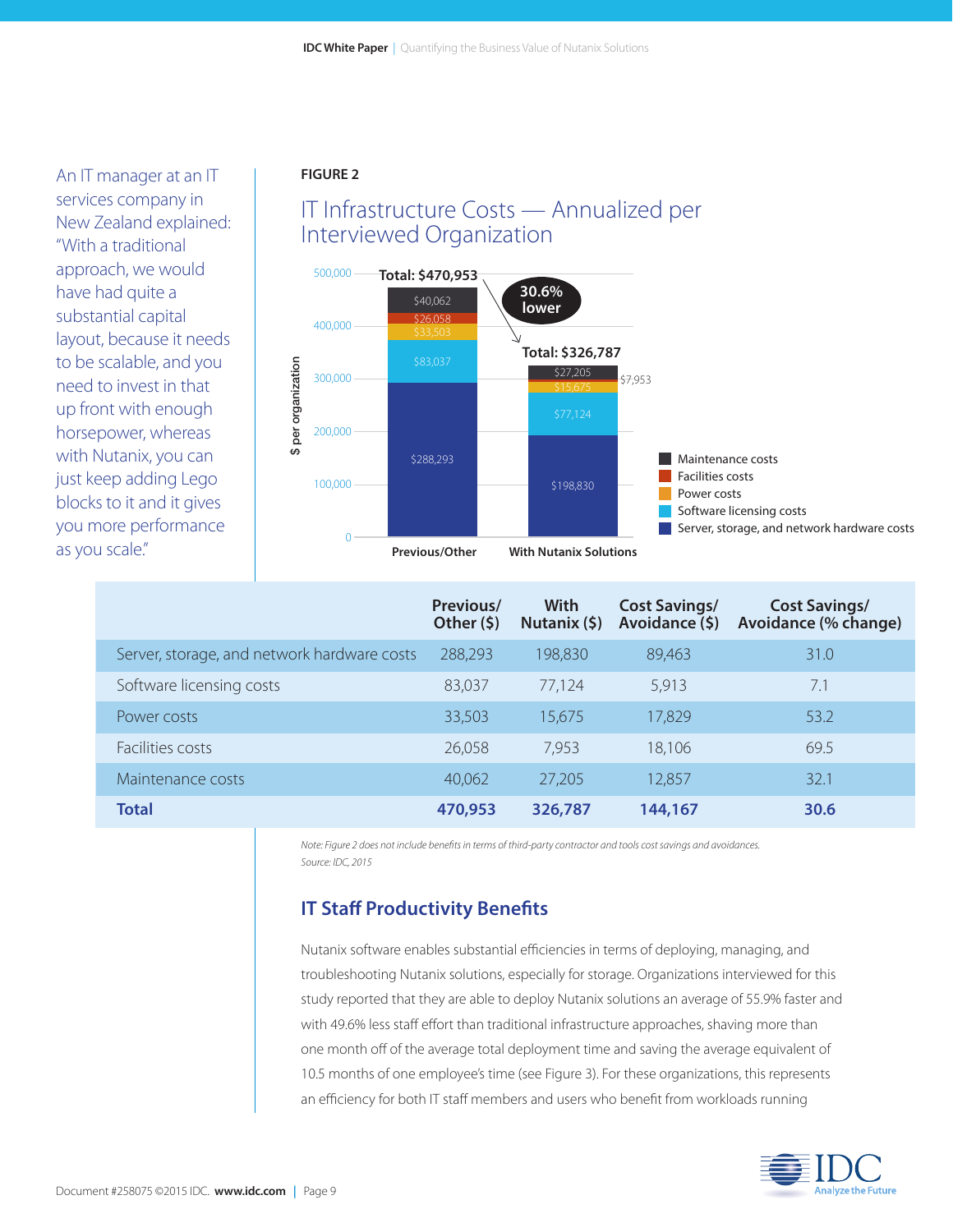An IT manager at an IT services company in New Zealand explained: "With a traditional approach, we would have had quite a substantial capital layout, because it needs to be scalable, and you need to invest in that up front with enough horsepower, whereas with Nutanix, you can just keep adding Lego blocks to it and it gives you more performance as you scale."

**FIGURE 2**

## IT Infrastructure Costs — Annualized per Interviewed Organization

| | Previous/Other ($) | With Nutanix ($) | Cost Savings/Avoidance ($) | Cost Savings/Avoidance (% change) |
|---|---|---|---|---|
| Server, storage, and network hardware costs | 288,293 | 198,830 | 89,463 | 31.0 |
| Software licensing costs | 83,037 | 77,124 | 5,913 | 7.1 |
| Power costs | 33,503 | 15,675 | 17,829 | 53.2 |
| Facilities costs | 26,058 | 7,953 | 18,106 | 69.5 |
| Maintenance costs | 40,062 | 27,205 | 12,857 | 32.1 |
| **Total** | **470,953** | **326,787** | **144,167** | **30.6** |

*Note: Figure 2 does not include benefits in terms of third-party contractor and tools cost savings and avoidances.*

*Source: IDC, 2015*

## IT Staff Productivity Benefits

Nutanix software enables substantial efficiencies in terms of deploying, managing, and troubleshooting Nutanix solutions, especially for storage. Organizations interviewed for this study reported that they are able to deploy Nutanix solutions an average of 55.9% faster and with 49.6% less staff effort than traditional infrastructure approaches, shaving more than one month off of the average total deployment time and saving the average equivalent of 10.5 months of one employee's time (see Figure 3). For these organizations, this represents an efficiency for both IT staff members and users who benefit from workloads running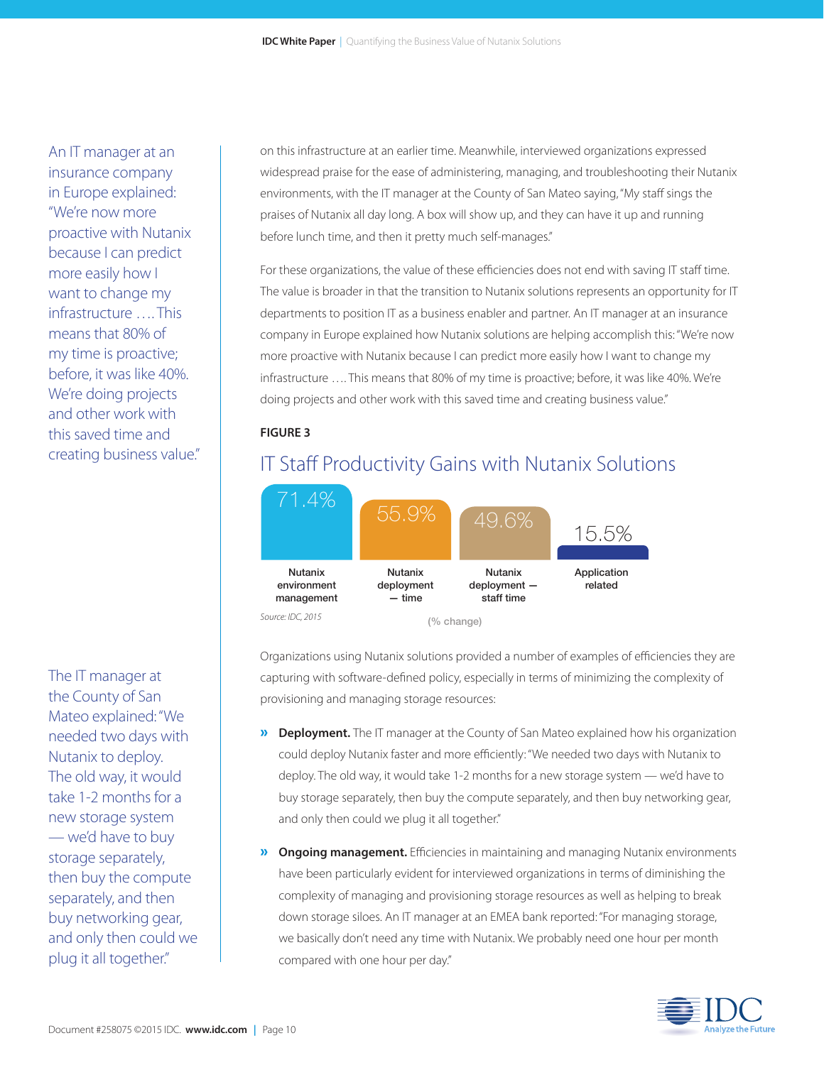> An IT manager at an insurance company in Europe explained: "We're now more proactive with Nutanix because I can predict more easily how I want to change my infrastructure …. This means that 80% of my time is proactive; before, it was like 40%. We're doing projects and other work with this saved time and creating business value."

on this infrastructure at an earlier time. Meanwhile, interviewed organizations expressed widespread praise for the ease of administering, managing, and troubleshooting their Nutanix environments, with the IT manager at the County of San Mateo saying, "My staff sings the praises of Nutanix all day long. A box will show up, and they can have it up and running before lunch time, and then it pretty much self-manages."

For these organizations, the value of these efficiencies does not end with saving IT staff time. The value is broader in that the transition to Nutanix solutions represents an opportunity for IT departments to position IT as a business enabler and partner. An IT manager at an insurance company in Europe explained how Nutanix solutions are helping accomplish this: "We're now more proactive with Nutanix because I can predict more easily how I want to change my infrastructure …. This means that 80% of my time is proactive; before, it was like 40%. We're doing projects and other work with this saved time and creating business value."

**FIGURE 3**

## IT Staff Productivity Gains with Nutanix Solutions

| Nutanix environment management | Nutanix deployment — time | Nutanix deployment — staff time | Application related |
|---|---|---|---|
| 71.4% | 55.9% | 49.6% | 15.5% |

(% change)

Source: IDC, 2015

Organizations using Nutanix solutions provided a number of examples of efficiencies they are capturing with software-defined policy, especially in terms of minimizing the complexity of provisioning and managing storage resources:

» **Deployment.** The IT manager at the County of San Mateo explained how his organization could deploy Nutanix faster and more efficiently: "We needed two days with Nutanix to deploy. The old way, it would take 1-2 months for a new storage system — we'd have to buy storage separately, then buy the compute separately, and then buy networking gear, and only then could we plug it all together."

» **Ongoing management.** Efficiencies in maintaining and managing Nutanix environments have been particularly evident for interviewed organizations in terms of diminishing the complexity of managing and provisioning storage resources as well as helping to break down storage siloes. An IT manager at an EMEA bank reported: "For managing storage, we basically don't need any time with Nutanix. We probably need one hour per month compared with one hour per day."

> The IT manager at the County of San Mateo explained: "We needed two days with Nutanix to deploy. The old way, it would take 1-2 months for a new storage system — we'd have to buy storage separately, then buy the compute separately, and then buy networking gear, and only then could we plug it all together."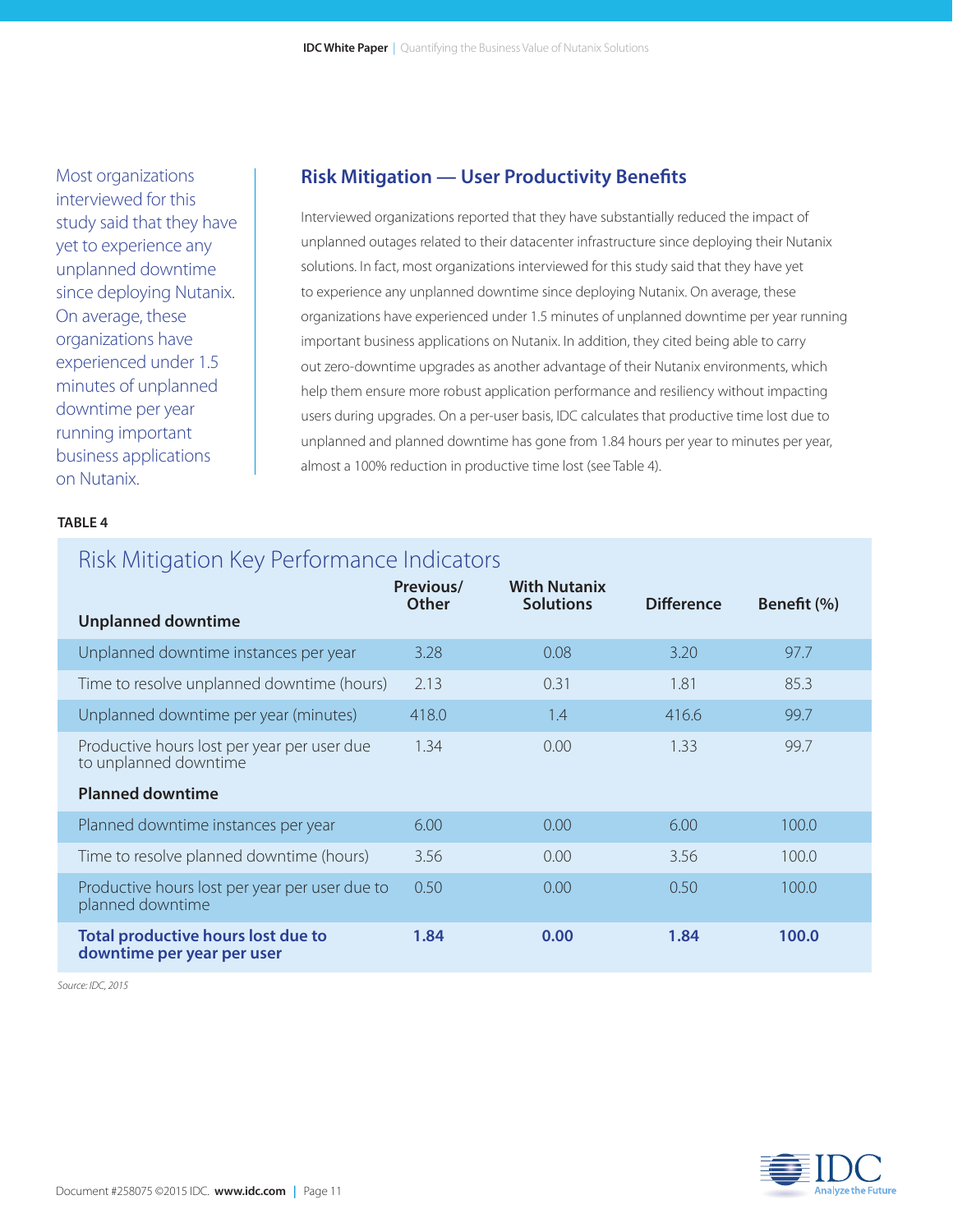Most organizations interviewed for this study said that they have yet to experience any unplanned downtime since deploying Nutanix. On average, these organizations have experienced under 1.5 minutes of unplanned downtime per year running important business applications on Nutanix.

## Risk Mitigation — User Productivity Benefits

Interviewed organizations reported that they have substantially reduced the impact of unplanned outages related to their datacenter infrastructure since deploying their Nutanix solutions. In fact, most organizations interviewed for this study said that they have yet to experience any unplanned downtime since deploying Nutanix. On average, these organizations have experienced under 1.5 minutes of unplanned downtime per year running important business applications on Nutanix. In addition, they cited being able to carry out zero-downtime upgrades as another advantage of their Nutanix environments, which help them ensure more robust application performance and resiliency without impacting users during upgrades. On a per-user basis, IDC calculates that productive time lost due to unplanned and planned downtime has gone from 1.84 hours per year to minutes per year, almost a 100% reduction in productive time lost (see Table 4).

**TABLE 4**

### Risk Mitigation Key Performance Indicators

| | Previous/ Other | With Nutanix Solutions | Difference | Benefit (%) |
|---|---|---|---|---|
| **Unplanned downtime** | | | | |
| Unplanned downtime instances per year | 3.28 | 0.08 | 3.20 | 97.7 |
| Time to resolve unplanned downtime (hours) | 2.13 | 0.31 | 1.81 | 85.3 |
| Unplanned downtime per year (minutes) | 418.0 | 1.4 | 416.6 | 99.7 |
| Productive hours lost per year per user due to unplanned downtime | 1.34 | 0.00 | 1.33 | 99.7 |
| **Planned downtime** | | | | |
| Planned downtime instances per year | 6.00 | 0.00 | 6.00 | 100.0 |
| Time to resolve planned downtime (hours) | 3.56 | 0.00 | 3.56 | 100.0 |
| Productive hours lost per year per user due to planned downtime | 0.50 | 0.00 | 0.50 | 100.0 |
| **Total productive hours lost due to downtime per year per user** | **1.84** | **0.00** | **1.84** | **100.0** |

*Source: IDC, 2015*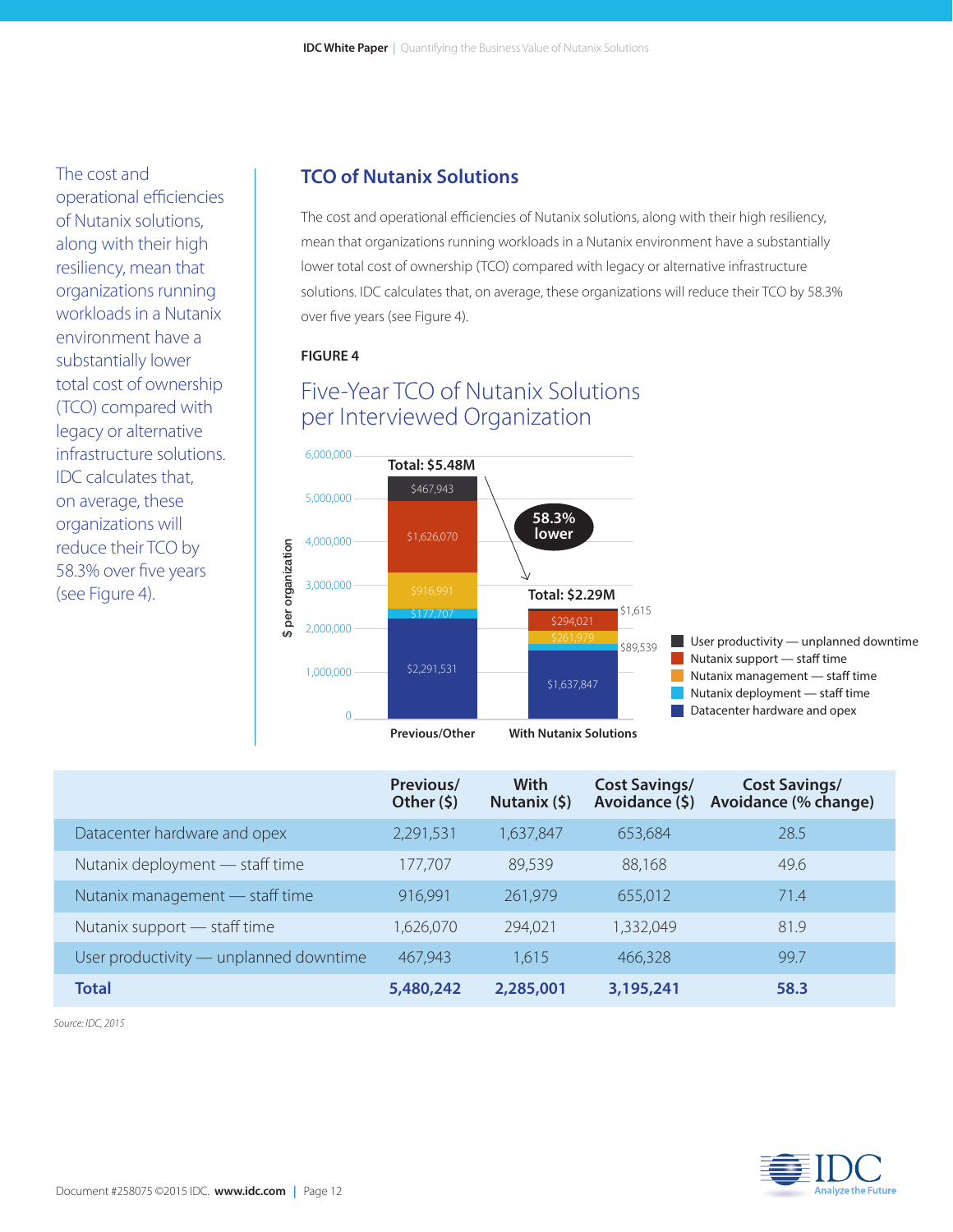The cost and operational efficiencies of Nutanix solutions, along with their high resiliency, mean that organizations running workloads in a Nutanix environment have a substantially lower total cost of ownership (TCO) compared with legacy or alternative infrastructure solutions. IDC calculates that, on average, these organizations will reduce their TCO by 58.3% over five years (see Figure 4).

## TCO of Nutanix Solutions

The cost and operational efficiencies of Nutanix solutions, along with their high resiliency, mean that organizations running workloads in a Nutanix environment have a substantially lower total cost of ownership (TCO) compared with legacy or alternative infrastructure solutions. IDC calculates that, on average, these organizations will reduce their TCO by 58.3% over five years (see Figure 4).

**FIGURE 4**

### Five-Year TCO of Nutanix Solutions per Interviewed Organization

| | Previous/Other | With Nutanix Solutions |
|---|---|---|
| User productivity — unplanned downtime | $467,943 | $1,615 |
| Nutanix support — staff time | $1,626,070 | $294,021 |
| Nutanix management — staff time | $916,991 | $261,979 |
| Nutanix deployment — staff time | $177,707 | $89,539 |
| Datacenter hardware and opex | $2,291,531 | $1,637,847 |
| **Total** | **$5.48M** | **$2.29M** |

58.3% lower

| | Previous/ Other ($) | With Nutanix ($) | Cost Savings/ Avoidance ($) | Cost Savings/ Avoidance (% change) |
|---|---|---|---|---|
| Datacenter hardware and opex | 2,291,531 | 1,637,847 | 653,684 | 28.5 |
| Nutanix deployment — staff time | 177,707 | 89,539 | 88,168 | 49.6 |
| Nutanix management — staff time | 916,991 | 261,979 | 655,012 | 71.4 |
| Nutanix support — staff time | 1,626,070 | 294,021 | 1,332,049 | 81.9 |
| User productivity — unplanned downtime | 467,943 | 1,615 | 466,328 | 99.7 |
| **Total** | **5,480,242** | **2,285,001** | **3,195,241** | **58.3** |

*Source: IDC, 2015*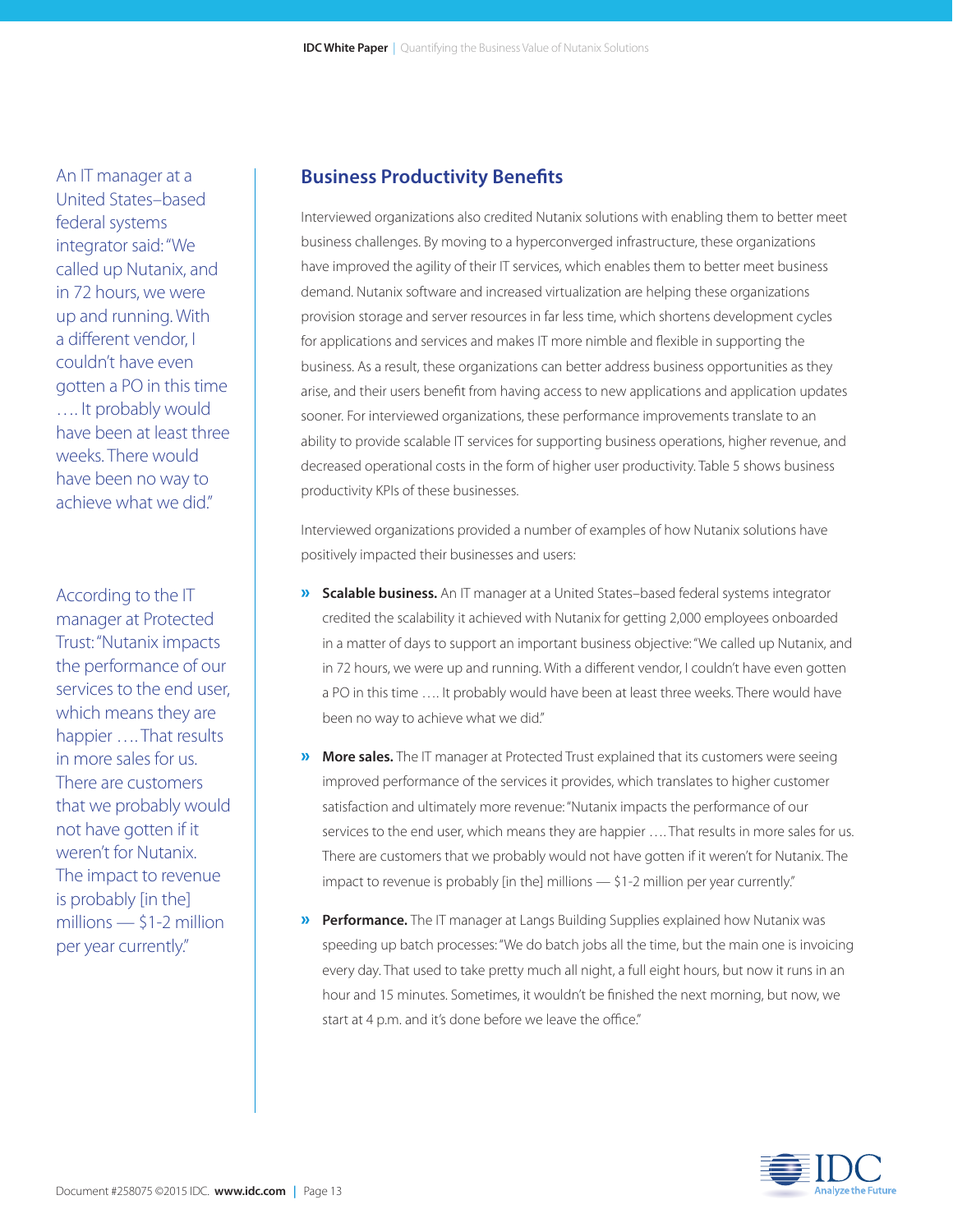An IT manager at a United States–based federal systems integrator said: "We called up Nutanix, and in 72 hours, we were up and running. With a different vendor, I couldn't have even gotten a PO in this time …. It probably would have been at least three weeks. There would have been no way to achieve what we did."

According to the IT manager at Protected Trust: "Nutanix impacts the performance of our services to the end user, which means they are happier …. That results in more sales for us. There are customers that we probably would not have gotten if it weren't for Nutanix. The impact to revenue is probably [in the] millions — $1-2 million per year currently."

## Business Productivity Benefits

Interviewed organizations also credited Nutanix solutions with enabling them to better meet business challenges. By moving to a hyperconverged infrastructure, these organizations have improved the agility of their IT services, which enables them to better meet business demand. Nutanix software and increased virtualization are helping these organizations provision storage and server resources in far less time, which shortens development cycles for applications and services and makes IT more nimble and flexible in supporting the business. As a result, these organizations can better address business opportunities as they arise, and their users benefit from having access to new applications and application updates sooner. For interviewed organizations, these performance improvements translate to an ability to provide scalable IT services for supporting business operations, higher revenue, and decreased operational costs in the form of higher user productivity. Table 5 shows business productivity KPIs of these businesses.

Interviewed organizations provided a number of examples of how Nutanix solutions have positively impacted their businesses and users:

- **Scalable business.** An IT manager at a United States–based federal systems integrator credited the scalability it achieved with Nutanix for getting 2,000 employees onboarded in a matter of days to support an important business objective: "We called up Nutanix, and in 72 hours, we were up and running. With a different vendor, I couldn't have even gotten a PO in this time …. It probably would have been at least three weeks. There would have been no way to achieve what we did."
- **More sales.** The IT manager at Protected Trust explained that its customers were seeing improved performance of the services it provides, which translates to higher customer satisfaction and ultimately more revenue: "Nutanix impacts the performance of our services to the end user, which means they are happier …. That results in more sales for us. There are customers that we probably would not have gotten if it weren't for Nutanix. The impact to revenue is probably [in the] millions — $1-2 million per year currently."
- **Performance.** The IT manager at Langs Building Supplies explained how Nutanix was speeding up batch processes: "We do batch jobs all the time, but the main one is invoicing every day. That used to take pretty much all night, a full eight hours, but now it runs in an hour and 15 minutes. Sometimes, it wouldn't be finished the next morning, but now, we start at 4 p.m. and it's done before we leave the office."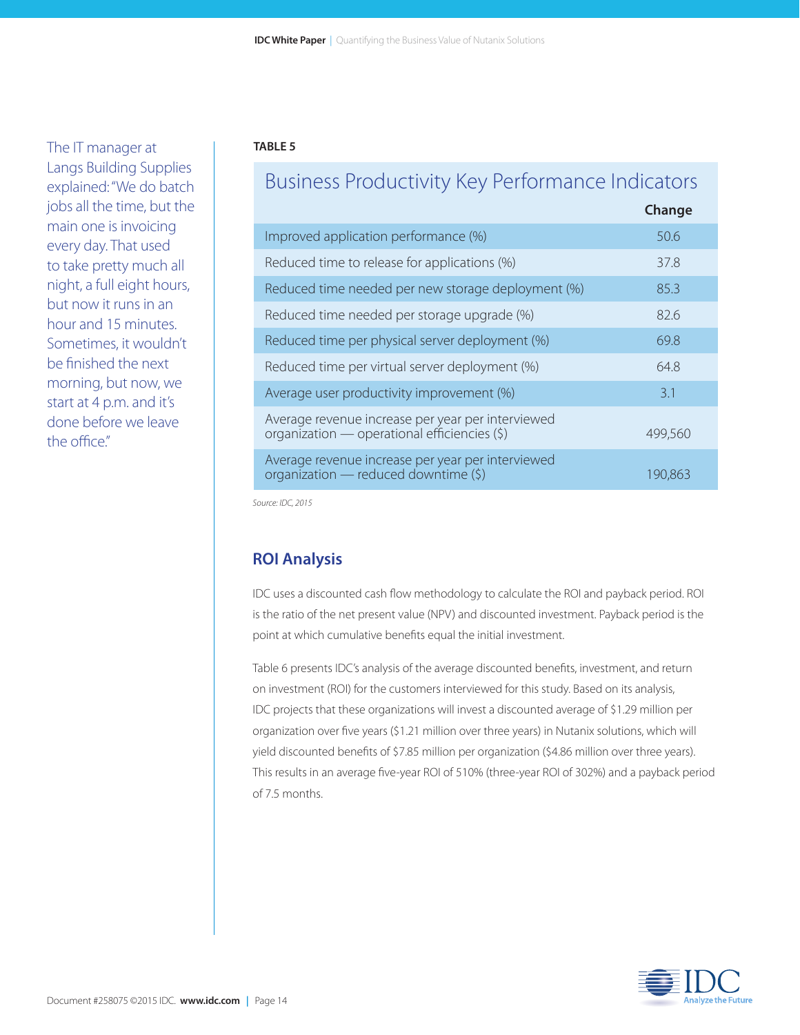The IT manager at Langs Building Supplies explained: "We do batch jobs all the time, but the main one is invoicing every day. That used to take pretty much all night, a full eight hours, but now it runs in an hour and 15 minutes. Sometimes, it wouldn't be finished the next morning, but now, we start at 4 p.m. and it's done before we leave the office."

**TABLE 5**

Business Productivity Key Performance Indicators

| | Change |
|---|---|
| Improved application performance (%) | 50.6 |
| Reduced time to release for applications (%) | 37.8 |
| Reduced time needed per new storage deployment (%) | 85.3 |
| Reduced time needed per storage upgrade (%) | 82.6 |
| Reduced time per physical server deployment (%) | 69.8 |
| Reduced time per virtual server deployment (%) | 64.8 |
| Average user productivity improvement (%) | 3.1 |
| Average revenue increase per year per interviewed organization — operational efficiencies ($) | 499,560 |
| Average revenue increase per year per interviewed organization — reduced downtime ($) | 190,863 |

*Source: IDC, 2015*

## ROI Analysis

IDC uses a discounted cash flow methodology to calculate the ROI and payback period. ROI is the ratio of the net present value (NPV) and discounted investment. Payback period is the point at which cumulative benefits equal the initial investment.

Table 6 presents IDC's analysis of the average discounted benefits, investment, and return on investment (ROI) for the customers interviewed for this study. Based on its analysis, IDC projects that these organizations will invest a discounted average of $1.29 million per organization over five years ($1.21 million over three years) in Nutanix solutions, which will yield discounted benefits of $7.85 million per organization ($4.86 million over three years). This results in an average five-year ROI of 510% (three-year ROI of 302%) and a payback period of 7.5 months.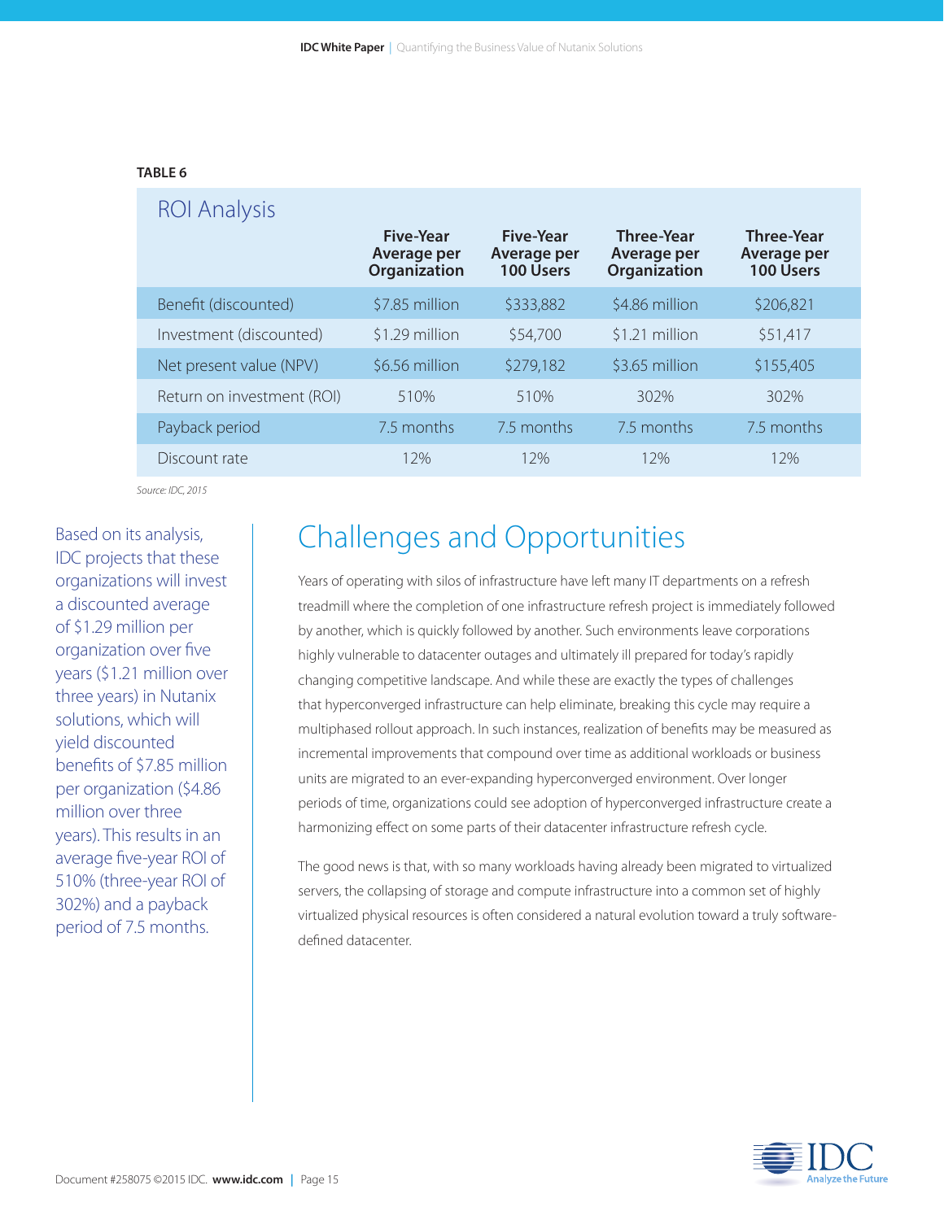**TABLE 6**

### ROI Analysis

| | Five-Year Average per Organization | Five-Year Average per 100 Users | Three-Year Average per Organization | Three-Year Average per 100 Users |
|---|---|---|---|---|
| Benefit (discounted) | $7.85 million | $333,882 | $4.86 million | $206,821 |
| Investment (discounted) | $1.29 million | $54,700 | $1.21 million | $51,417 |
| Net present value (NPV) | $6.56 million | $279,182 | $3.65 million | $155,405 |
| Return on investment (ROI) | 510% | 510% | 302% | 302% |
| Payback period | 7.5 months | 7.5 months | 7.5 months | 7.5 months |
| Discount rate | 12% | 12% | 12% | 12% |

*Source: IDC, 2015*

Based on its analysis, IDC projects that these organizations will invest a discounted average of $1.29 million per organization over five years ($1.21 million over three years) in Nutanix solutions, which will yield discounted benefits of $7.85 million per organization ($4.86 million over three years). This results in an average five-year ROI of 510% (three-year ROI of 302%) and a payback period of 7.5 months.

# Challenges and Opportunities

Years of operating with silos of infrastructure have left many IT departments on a refresh treadmill where the completion of one infrastructure refresh project is immediately followed by another, which is quickly followed by another. Such environments leave corporations highly vulnerable to datacenter outages and ultimately ill prepared for today's rapidly changing competitive landscape. And while these are exactly the types of challenges that hyperconverged infrastructure can help eliminate, breaking this cycle may require a multiphased rollout approach. In such instances, realization of benefits may be measured as incremental improvements that compound over time as additional workloads or business units are migrated to an ever-expanding hyperconverged environment. Over longer periods of time, organizations could see adoption of hyperconverged infrastructure create a harmonizing effect on some parts of their datacenter infrastructure refresh cycle.

The good news is that, with so many workloads having already been migrated to virtualized servers, the collapsing of storage and compute infrastructure into a common set of highly virtualized physical resources is often considered a natural evolution toward a truly software-defined datacenter.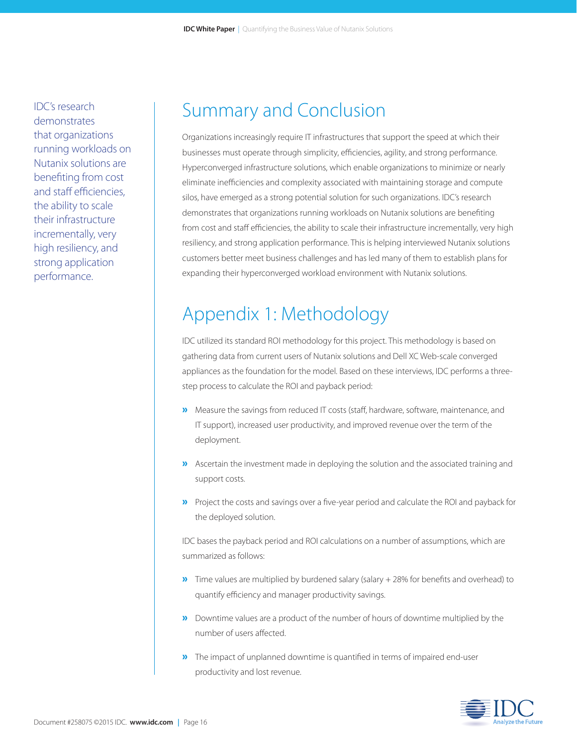IDC's research demonstrates that organizations running workloads on Nutanix solutions are benefiting from cost and staff efficiencies, the ability to scale their infrastructure incrementally, very high resiliency, and strong application performance.

## Summary and Conclusion

Organizations increasingly require IT infrastructures that support the speed at which their businesses must operate through simplicity, efficiencies, agility, and strong performance. Hyperconverged infrastructure solutions, which enable organizations to minimize or nearly eliminate inefficiencies and complexity associated with maintaining storage and compute silos, have emerged as a strong potential solution for such organizations. IDC's research demonstrates that organizations running workloads on Nutanix solutions are benefiting from cost and staff efficiencies, the ability to scale their infrastructure incrementally, very high resiliency, and strong application performance. This is helping interviewed Nutanix solutions customers better meet business challenges and has led many of them to establish plans for expanding their hyperconverged workload environment with Nutanix solutions.

## Appendix 1: Methodology

IDC utilized its standard ROI methodology for this project. This methodology is based on gathering data from current users of Nutanix solutions and Dell XC Web-scale converged appliances as the foundation for the model. Based on these interviews, IDC performs a three-step process to calculate the ROI and payback period:

- Measure the savings from reduced IT costs (staff, hardware, software, maintenance, and IT support), increased user productivity, and improved revenue over the term of the deployment.
- Ascertain the investment made in deploying the solution and the associated training and support costs.
- Project the costs and savings over a five-year period and calculate the ROI and payback for the deployed solution.

IDC bases the payback period and ROI calculations on a number of assumptions, which are summarized as follows:

- Time values are multiplied by burdened salary (salary + 28% for benefits and overhead) to quantify efficiency and manager productivity savings.
- Downtime values are a product of the number of hours of downtime multiplied by the number of users affected.
- The impact of unplanned downtime is quantified in terms of impaired end-user productivity and lost revenue.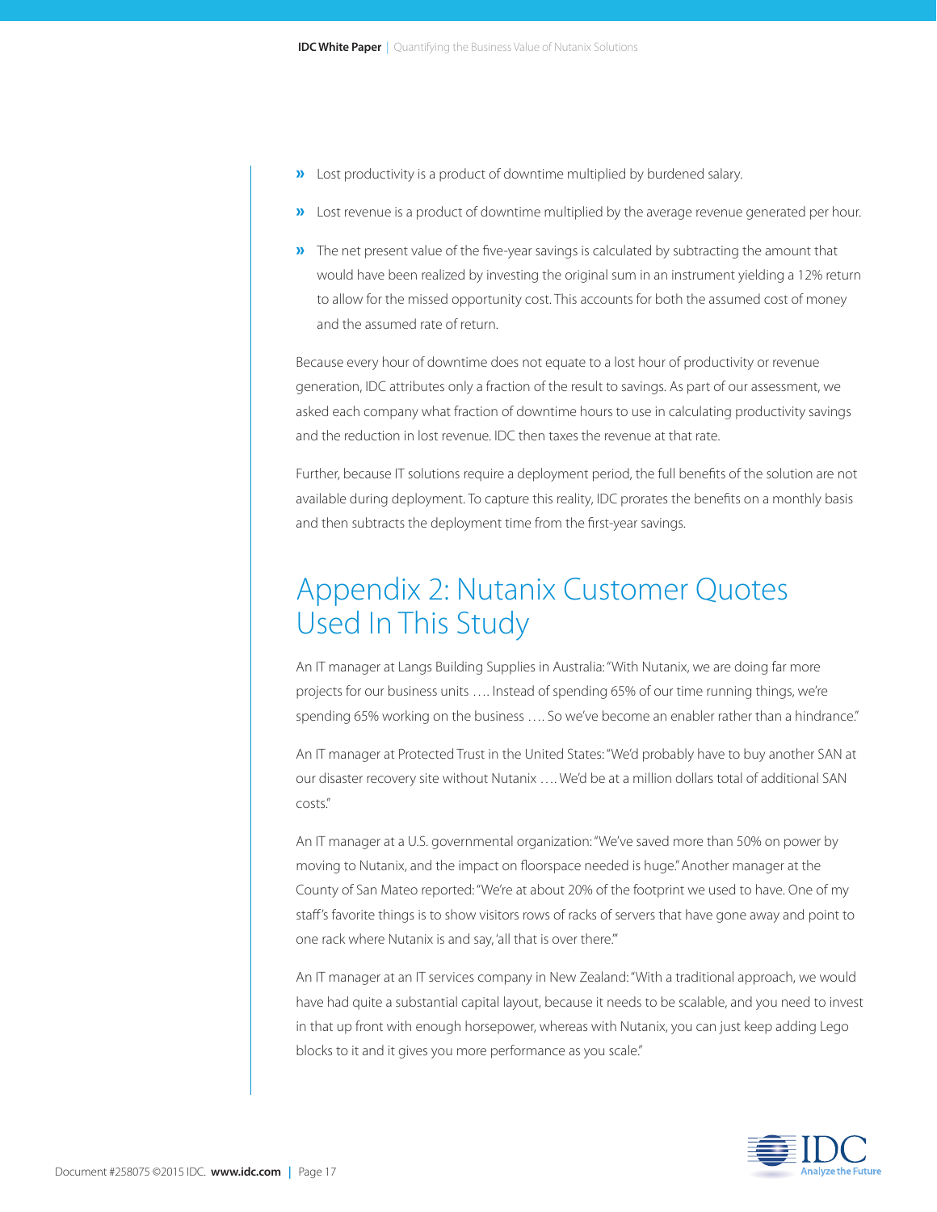- Lost productivity is a product of downtime multiplied by burdened salary.
- Lost revenue is a product of downtime multiplied by the average revenue generated per hour.
- The net present value of the five-year savings is calculated by subtracting the amount that would have been realized by investing the original sum in an instrument yielding a 12% return to allow for the missed opportunity cost. This accounts for both the assumed cost of money and the assumed rate of return.

Because every hour of downtime does not equate to a lost hour of productivity or revenue generation, IDC attributes only a fraction of the result to savings. As part of our assessment, we asked each company what fraction of downtime hours to use in calculating productivity savings and the reduction in lost revenue. IDC then taxes the revenue at that rate.

Further, because IT solutions require a deployment period, the full benefits of the solution are not available during deployment. To capture this reality, IDC prorates the benefits on a monthly basis and then subtracts the deployment time from the first-year savings.

## Appendix 2: Nutanix Customer Quotes Used In This Study

An IT manager at Langs Building Supplies in Australia: "With Nutanix, we are doing far more projects for our business units …. Instead of spending 65% of our time running things, we're spending 65% working on the business …. So we've become an enabler rather than a hindrance."

An IT manager at Protected Trust in the United States: "We'd probably have to buy another SAN at our disaster recovery site without Nutanix …. We'd be at a million dollars total of additional SAN costs."

An IT manager at a U.S. governmental organization: "We've saved more than 50% on power by moving to Nutanix, and the impact on floorspace needed is huge." Another manager at the County of San Mateo reported: "We're at about 20% of the footprint we used to have. One of my staff's favorite things is to show visitors rows of racks of servers that have gone away and point to one rack where Nutanix is and say, 'all that is over there.'"

An IT manager at an IT services company in New Zealand: "With a traditional approach, we would have had quite a substantial capital layout, because it needs to be scalable, and you need to invest in that up front with enough horsepower, whereas with Nutanix, you can just keep adding Lego blocks to it and it gives you more performance as you scale."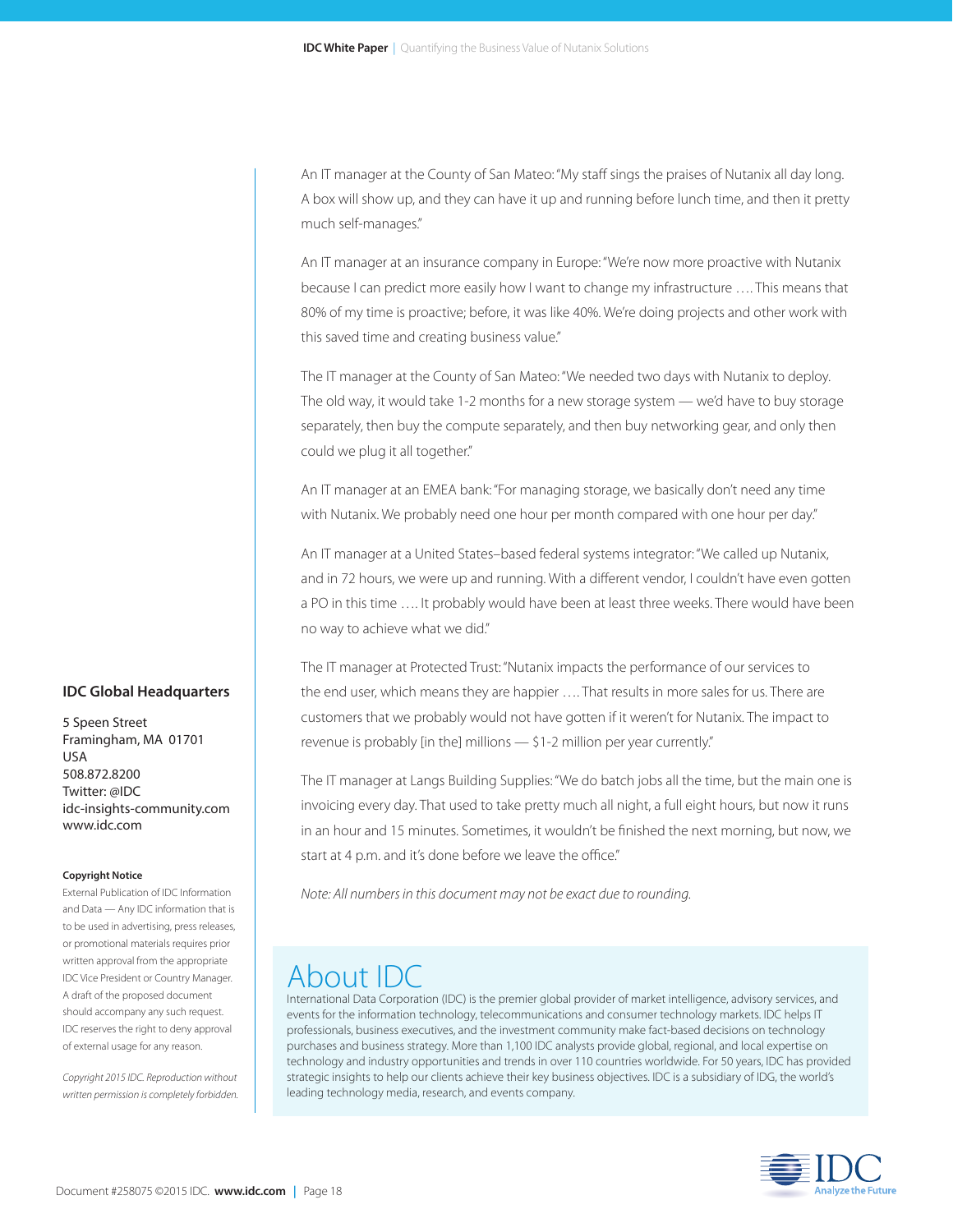An IT manager at the County of San Mateo: "My staff sings the praises of Nutanix all day long. A box will show up, and they can have it up and running before lunch time, and then it pretty much self-manages."

An IT manager at an insurance company in Europe: "We're now more proactive with Nutanix because I can predict more easily how I want to change my infrastructure …. This means that 80% of my time is proactive; before, it was like 40%. We're doing projects and other work with this saved time and creating business value."

The IT manager at the County of San Mateo: "We needed two days with Nutanix to deploy. The old way, it would take 1-2 months for a new storage system — we'd have to buy storage separately, then buy the compute separately, and then buy networking gear, and only then could we plug it all together."

An IT manager at an EMEA bank: "For managing storage, we basically don't need any time with Nutanix. We probably need one hour per month compared with one hour per day."

An IT manager at a United States–based federal systems integrator: "We called up Nutanix, and in 72 hours, we were up and running. With a different vendor, I couldn't have even gotten a PO in this time …. It probably would have been at least three weeks. There would have been no way to achieve what we did."

The IT manager at Protected Trust: "Nutanix impacts the performance of our services to the end user, which means they are happier …. That results in more sales for us. There are customers that we probably would not have gotten if it weren't for Nutanix. The impact to revenue is probably [in the] millions — $1-2 million per year currently."

The IT manager at Langs Building Supplies: "We do batch jobs all the time, but the main one is invoicing every day. That used to take pretty much all night, a full eight hours, but now it runs in an hour and 15 minutes. Sometimes, it wouldn't be finished the next morning, but now, we start at 4 p.m. and it's done before we leave the office."

*Note: All numbers in this document may not be exact due to rounding.*

## About IDC

International Data Corporation (IDC) is the premier global provider of market intelligence, advisory services, and events for the information technology, telecommunications and consumer technology markets. IDC helps IT professionals, business executives, and the investment community make fact-based decisions on technology purchases and business strategy. More than 1,100 IDC analysts provide global, regional, and local expertise on technology and industry opportunities and trends in over 110 countries worldwide. For 50 years, IDC has provided strategic insights to help our clients achieve their key business objectives. IDC is a subsidiary of IDG, the world's leading technology media, research, and events company.

**IDC Global Headquarters**

5 Speen Street
Framingham, MA 01701
USA
508.872.8200
Twitter: @IDC
idc-insights-community.com
www.idc.com

**Copyright Notice**

External Publication of IDC Information and Data — Any IDC information that is to be used in advertising, press releases, or promotional materials requires prior written approval from the appropriate IDC Vice President or Country Manager. A draft of the proposed document should accompany any such request. IDC reserves the right to deny approval of external usage for any reason.

*Copyright 2015 IDC. Reproduction without written permission is completely forbidden.*